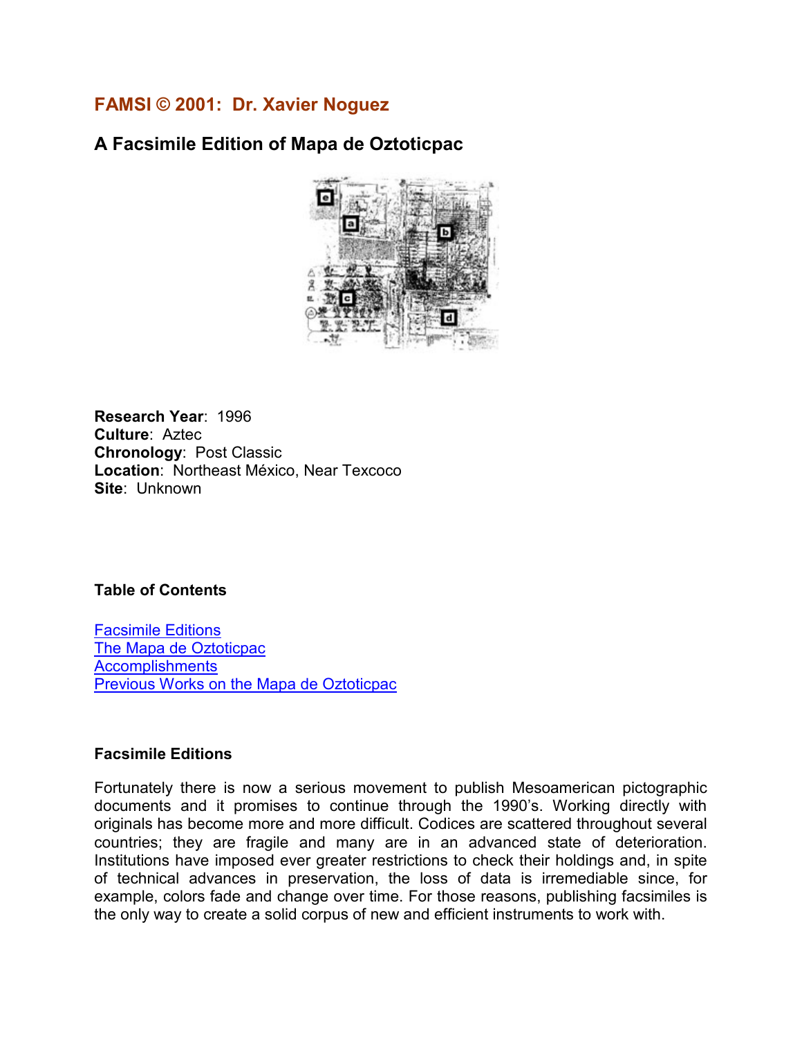## FAMSI © 2001: Dr. Xavier Noguez

# A Facsimile Edition of Mapa de Oztoticpac

**Research Year**: 1996
**Culture**: Aztec
**Chronology**: Post Classic
**Location**: Northeast México, Near Texcoco
**Site**: Unknown

### Table of Contents

Facsimile Editions
The Mapa de Oztoticpac
Accomplishments
Previous Works on the Mapa de Oztoticpac

### Facsimile Editions

Fortunately there is now a serious movement to publish Mesoamerican pictographic documents and it promises to continue through the 1990's. Working directly with originals has become more and more difficult. Codices are scattered throughout several countries; they are fragile and many are in an advanced state of deterioration. Institutions have imposed ever greater restrictions to check their holdings and, in spite of technical advances in preservation, the loss of data is irremediable since, for example, colors fade and change over time. For those reasons, publishing facsimiles is the only way to create a solid corpus of new and efficient instruments to work with.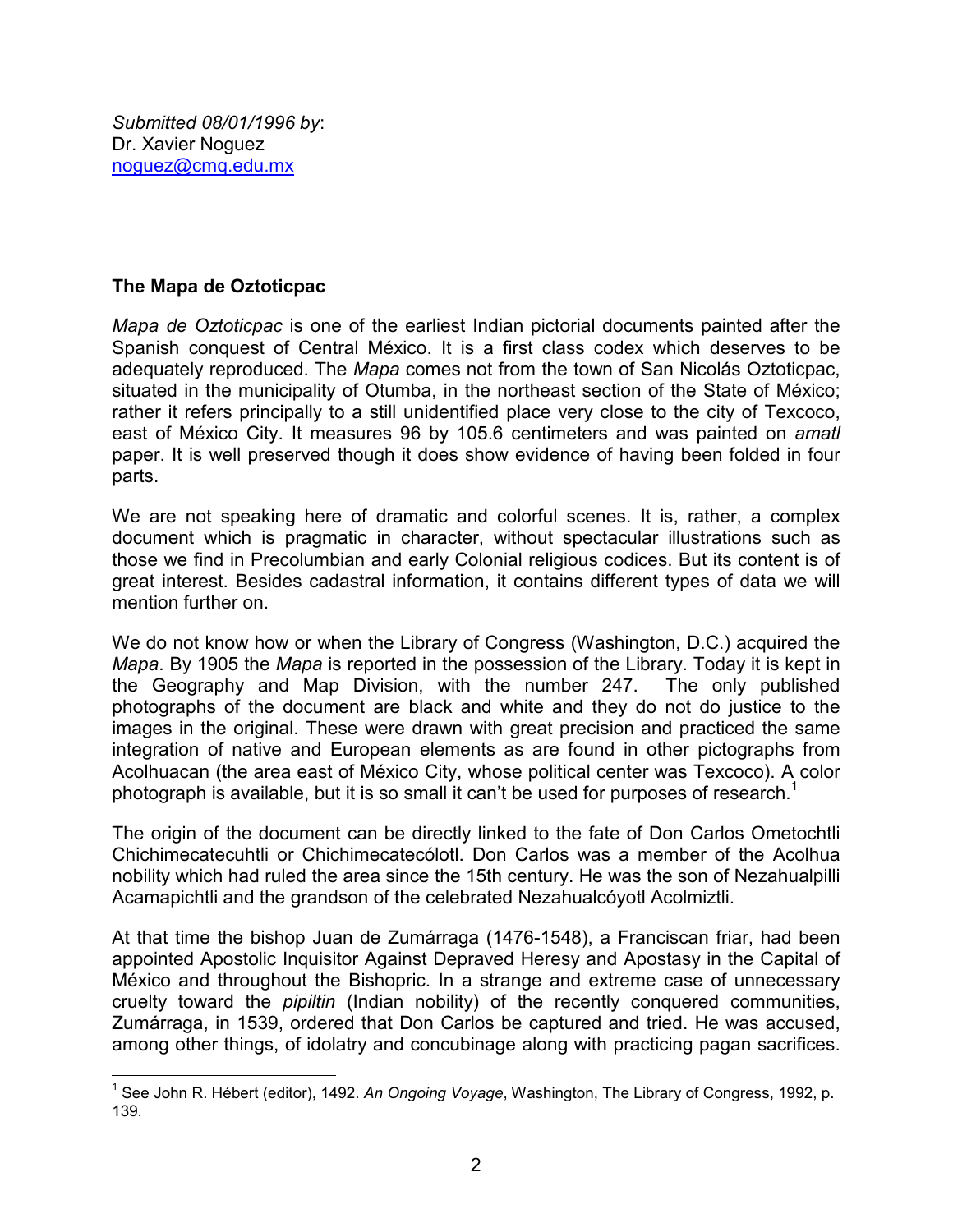*Submitted 08/01/1996 by*:
Dr. Xavier Noguez
noguez@cmq.edu.mx

**The Mapa de Oztoticpac**

*Mapa de Oztoticpac* is one of the earliest Indian pictorial documents painted after the Spanish conquest of Central México. It is a first class codex which deserves to be adequately reproduced. The *Mapa* comes not from the town of San Nicolás Oztoticpac, situated in the municipality of Otumba, in the northeast section of the State of México; rather it refers principally to a still unidentified place very close to the city of Texcoco, east of México City. It measures 96 by 105.6 centimeters and was painted on *amatl* paper. It is well preserved though it does show evidence of having been folded in four parts.

We are not speaking here of dramatic and colorful scenes. It is, rather, a complex document which is pragmatic in character, without spectacular illustrations such as those we find in Precolumbian and early Colonial religious codices. But its content is of great interest. Besides cadastral information, it contains different types of data we will mention further on.

We do not know how or when the Library of Congress (Washington, D.C.) acquired the *Mapa*. By 1905 the *Mapa* is reported in the possession of the Library. Today it is kept in the Geography and Map Division, with the number 247. The only published photographs of the document are black and white and they do not do justice to the images in the original. These were drawn with great precision and practiced the same integration of native and European elements as are found in other pictographs from Acolhuacan (the area east of México City, whose political center was Texcoco). A color photograph is available, but it is so small it can't be used for purposes of research.[1]

The origin of the document can be directly linked to the fate of Don Carlos Ometochtli Chichimecatecuhtli or Chichimecatecólotl. Don Carlos was a member of the Acolhua nobility which had ruled the area since the 15th century. He was the son of Nezahualpilli Acamapichtli and the grandson of the celebrated Nezahualcóyotl Acolmiztli.

At that time the bishop Juan de Zumárraga (1476-1548), a Franciscan friar, had been appointed Apostolic Inquisitor Against Depraved Heresy and Apostasy in the Capital of México and throughout the Bishopric. In a strange and extreme case of unnecessary cruelty toward the *pipiltin* (Indian nobility) of the recently conquered communities, Zumárraga, in 1539, ordered that Don Carlos be captured and tried. He was accused, among other things, of idolatry and concubinage along with practicing pagan sacrifices.

[1] See John R. Hébert (editor), 1492. *An Ongoing Voyage*, Washington, The Library of Congress, 1992, p. 139.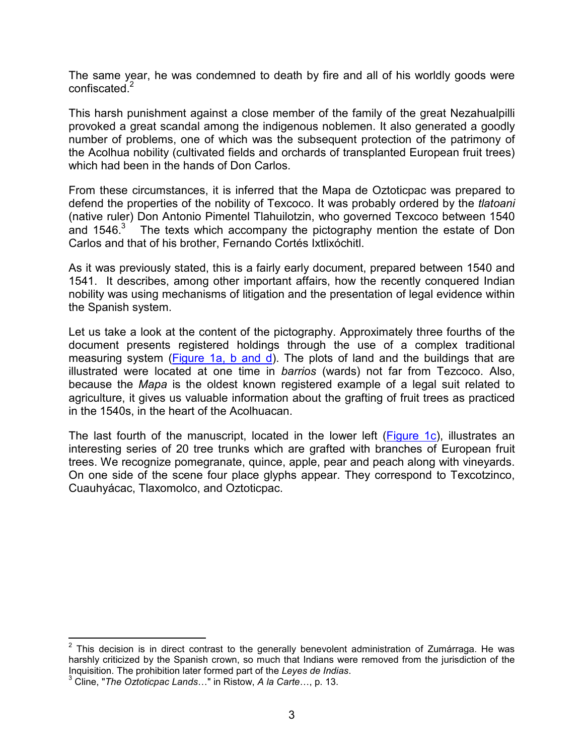The same year, he was condemned to death by fire and all of his worldly goods were confiscated.[2]

This harsh punishment against a close member of the family of the great Nezahualpilli provoked a great scandal among the indigenous noblemen. It also generated a goodly number of problems, one of which was the subsequent protection of the patrimony of the Acolhua nobility (cultivated fields and orchards of transplanted European fruit trees) which had been in the hands of Don Carlos.

From these circumstances, it is inferred that the Mapa de Oztoticpac was prepared to defend the properties of the nobility of Texcoco. It was probably ordered by the *tlatoani* (native ruler) Don Antonio Pimentel Tlahuilotzin, who governed Texcoco between 1540 and 1546.[3] The texts which accompany the pictography mention the estate of Don Carlos and that of his brother, Fernando Cortés Ixtlixóchitl.

As it was previously stated, this is a fairly early document, prepared between 1540 and 1541. It describes, among other important affairs, how the recently conquered Indian nobility was using mechanisms of litigation and the presentation of legal evidence within the Spanish system.

Let us take a look at the content of the pictography. Approximately three fourths of the document presents registered holdings through the use of a complex traditional measuring system (Figure 1a, b and d). The plots of land and the buildings that are illustrated were located at one time in *barrios* (wards) not far from Tezcoco. Also, because the *Mapa* is the oldest known registered example of a legal suit related to agriculture, it gives us valuable information about the grafting of fruit trees as practiced in the 1540s, in the heart of the Acolhuacan.

The last fourth of the manuscript, located in the lower left (Figure 1c), illustrates an interesting series of 20 tree trunks which are grafted with branches of European fruit trees. We recognize pomegranate, quince, apple, pear and peach along with vineyards. On one side of the scene four place glyphs appear. They correspond to Texcotzinco, Cuauhyácac, Tlaxomolco, and Oztoticpac.

---

[2] This decision is in direct contrast to the generally benevolent administration of Zumárraga. He was harshly criticized by the Spanish crown, so much that Indians were removed from the jurisdiction of the Inquisition. The prohibition later formed part of the *Leyes de Indias*.

[3] Cline, "*The Oztoticpac Lands*…" in Ristow, *A la Carte*…, p. 13.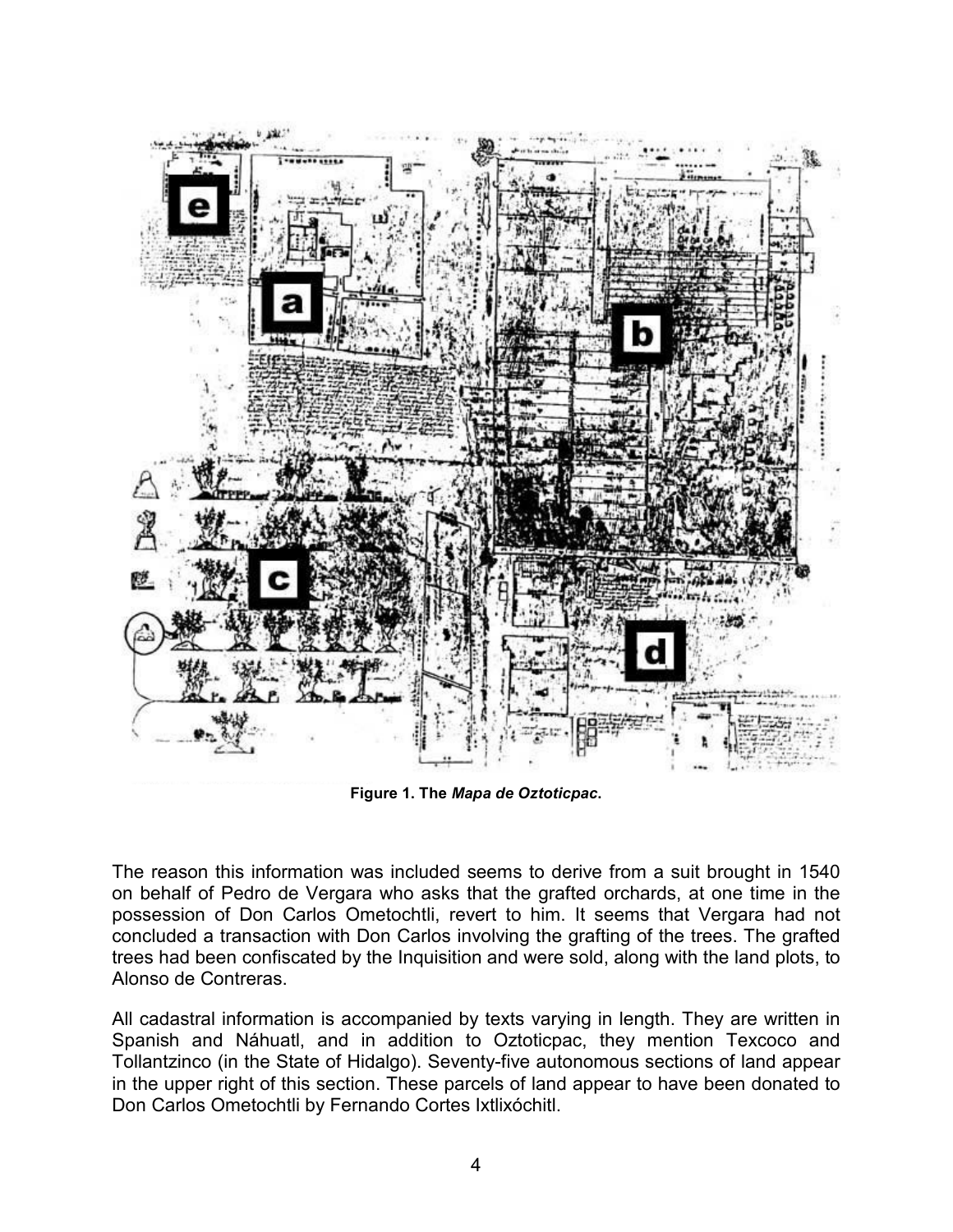**Figure 1. The *Mapa de Oztoticpac*.**

The reason this information was included seems to derive from a suit brought in 1540 on behalf of Pedro de Vergara who asks that the grafted orchards, at one time in the possession of Don Carlos Ometochtli, revert to him. It seems that Vergara had not concluded a transaction with Don Carlos involving the grafting of the trees. The grafted trees had been confiscated by the Inquisition and were sold, along with the land plots, to Alonso de Contreras.

All cadastral information is accompanied by texts varying in length. They are written in Spanish and Náhuatl, and in addition to Oztoticpac, they mention Texcoco and Tollantzinco (in the State of Hidalgo). Seventy-five autonomous sections of land appear in the upper right of this section. These parcels of land appear to have been donated to Don Carlos Ometochtli by Fernando Cortes Ixtlixóchitl.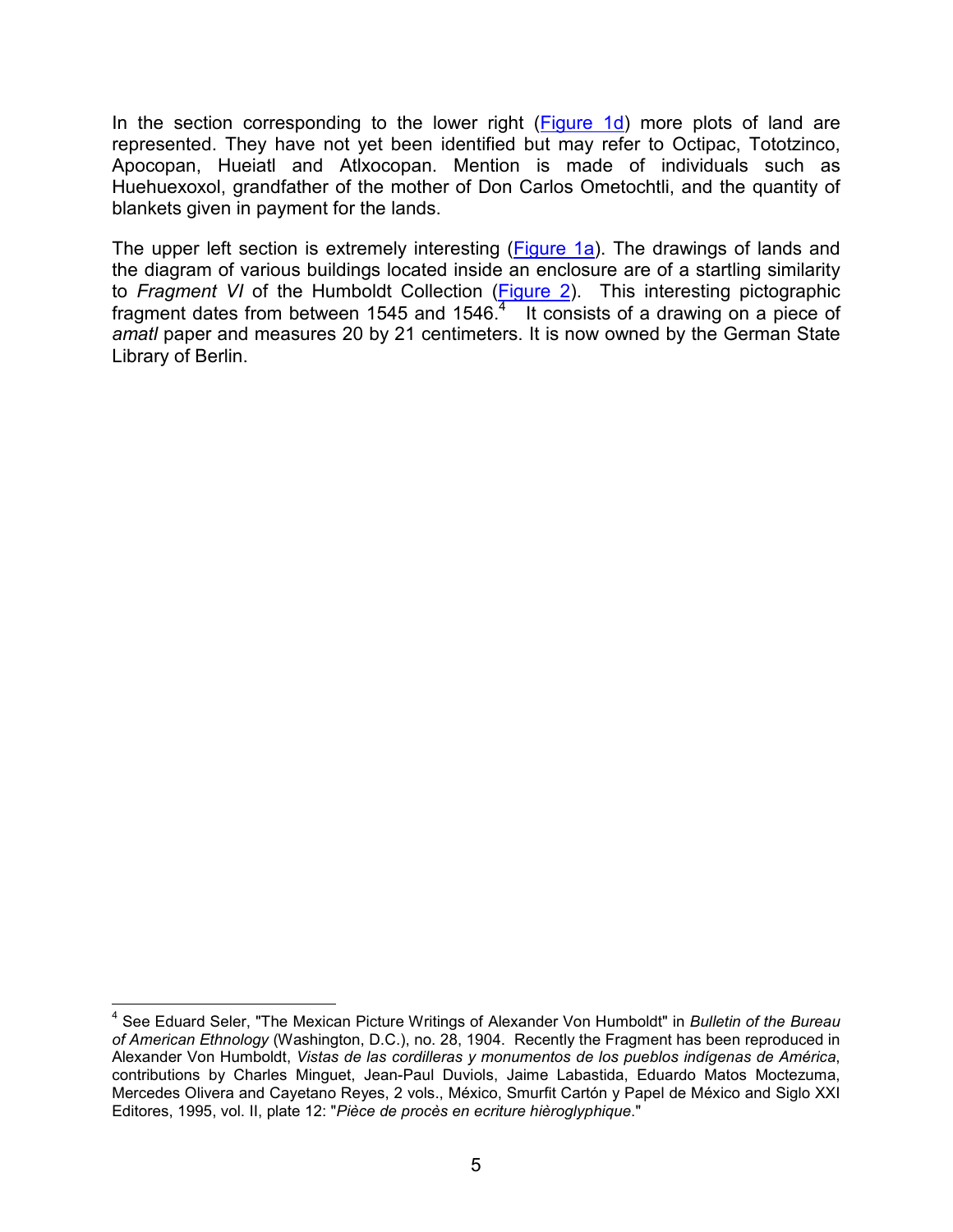In the section corresponding to the lower right (Figure 1d) more plots of land are represented. They have not yet been identified but may refer to Octipac, Tototzinco, Apocopan, Hueiatl and Atlxocopan. Mention is made of individuals such as Huehuexoxol, grandfather of the mother of Don Carlos Ometochtli, and the quantity of blankets given in payment for the lands.

The upper left section is extremely interesting (Figure 1a). The drawings of lands and the diagram of various buildings located inside an enclosure are of a startling similarity to *Fragment VI* of the Humboldt Collection (Figure 2). This interesting pictographic fragment dates from between 1545 and 1546.[4] It consists of a drawing on a piece of *amatl* paper and measures 20 by 21 centimeters. It is now owned by the German State Library of Berlin.

---

[4] See Eduard Seler, "The Mexican Picture Writings of Alexander Von Humboldt" in *Bulletin of the Bureau of American Ethnology* (Washington, D.C.), no. 28, 1904. Recently the Fragment has been reproduced in Alexander Von Humboldt, *Vistas de las cordilleras y monumentos de los pueblos indígenas de América*, contributions by Charles Minguet, Jean-Paul Duviols, Jaime Labastida, Eduardo Matos Moctezuma, Mercedes Olivera and Cayetano Reyes, 2 vols., México, Smurfit Cartón y Papel de México and Siglo XXI Editores, 1995, vol. II, plate 12: "*Pièce de procès en ecriture hièroglyphique*."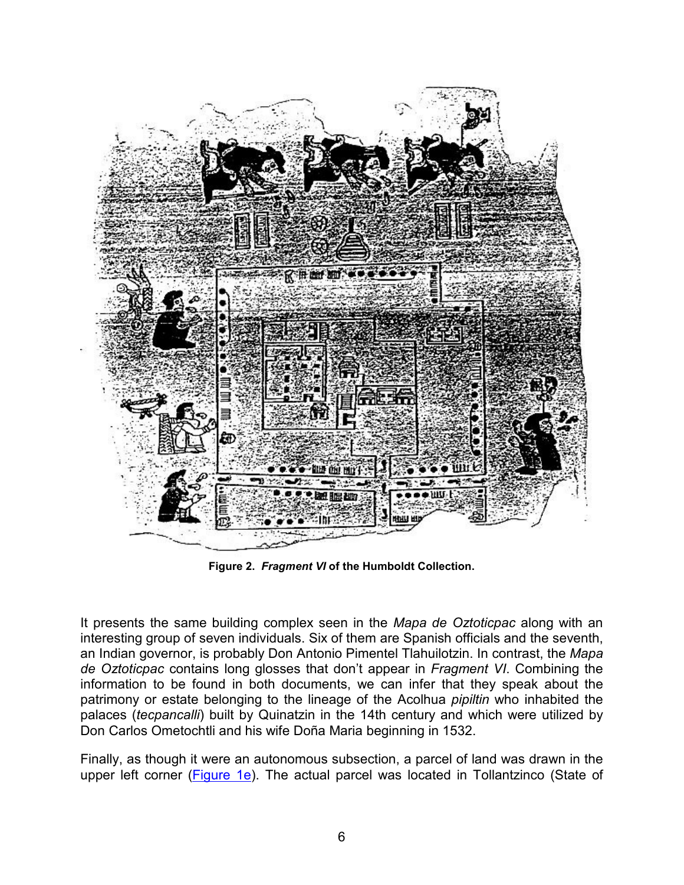**Figure 2.** ***Fragment VI*** **of the Humboldt Collection.**

It presents the same building complex seen in the *Mapa de Oztoticpac* along with an interesting group of seven individuals. Six of them are Spanish officials and the seventh, an Indian governor, is probably Don Antonio Pimentel Tlahuilotzin. In contrast, the *Mapa de Oztoticpac* contains long glosses that don't appear in *Fragment VI*. Combining the information to be found in both documents, we can infer that they speak about the patrimony or estate belonging to the lineage of the Acolhua *pipiltin* who inhabited the palaces (*tecpancalli*) built by Quinatzin in the 14th century and which were utilized by Don Carlos Ometochtli and his wife Doña Maria beginning in 1532.

Finally, as though it were an autonomous subsection, a parcel of land was drawn in the upper left corner (Figure 1e). The actual parcel was located in Tollantzinco (State of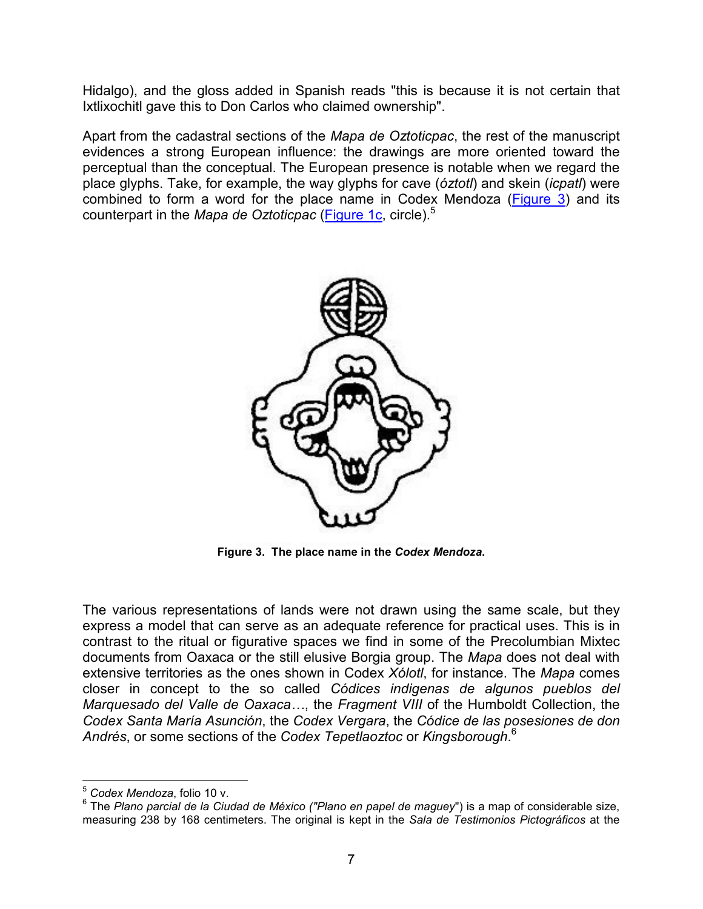Hidalgo), and the gloss added in Spanish reads "this is because it is not certain that Ixtlixochitl gave this to Don Carlos who claimed ownership".

Apart from the cadastral sections of the *Mapa de Oztoticpac*, the rest of the manuscript evidences a strong European influence: the drawings are more oriented toward the perceptual than the conceptual. The European presence is notable when we regard the place glyphs. Take, for example, the way glyphs for cave (*óztotl*) and skein (*icpatl*) were combined to form a word for the place name in Codex Mendoza (Figure 3) and its counterpart in the *Mapa de Oztoticpac* (Figure 1c, circle).[5]

**Figure 3. The place name in the *Codex Mendoza*.**

The various representations of lands were not drawn using the same scale, but they express a model that can serve as an adequate reference for practical uses. This is in contrast to the ritual or figurative spaces we find in some of the Precolumbian Mixtec documents from Oaxaca or the still elusive Borgia group. The *Mapa* does not deal with extensive territories as the ones shown in Codex *Xólotl*, for instance. The *Mapa* comes closer in concept to the so called *Códices indigenas de algunos pueblos del Marquesado del Valle de Oaxaca…*, the *Fragment VIII* of the Humboldt Collection, the *Codex Santa María Asunción*, the *Codex Vergara*, the *Códice de las posesiones de don Andrés*, or some sections of the *Codex Tepetlaoztoc* or *Kingsborough*.[6]

---

[5] *Codex Mendoza*, folio 10 v.

[6] The *Plano parcial de la Ciudad de México ("Plano en papel de maguey*") is a map of considerable size, measuring 238 by 168 centimeters. The original is kept in the *Sala de Testimonios Pictográficos* at the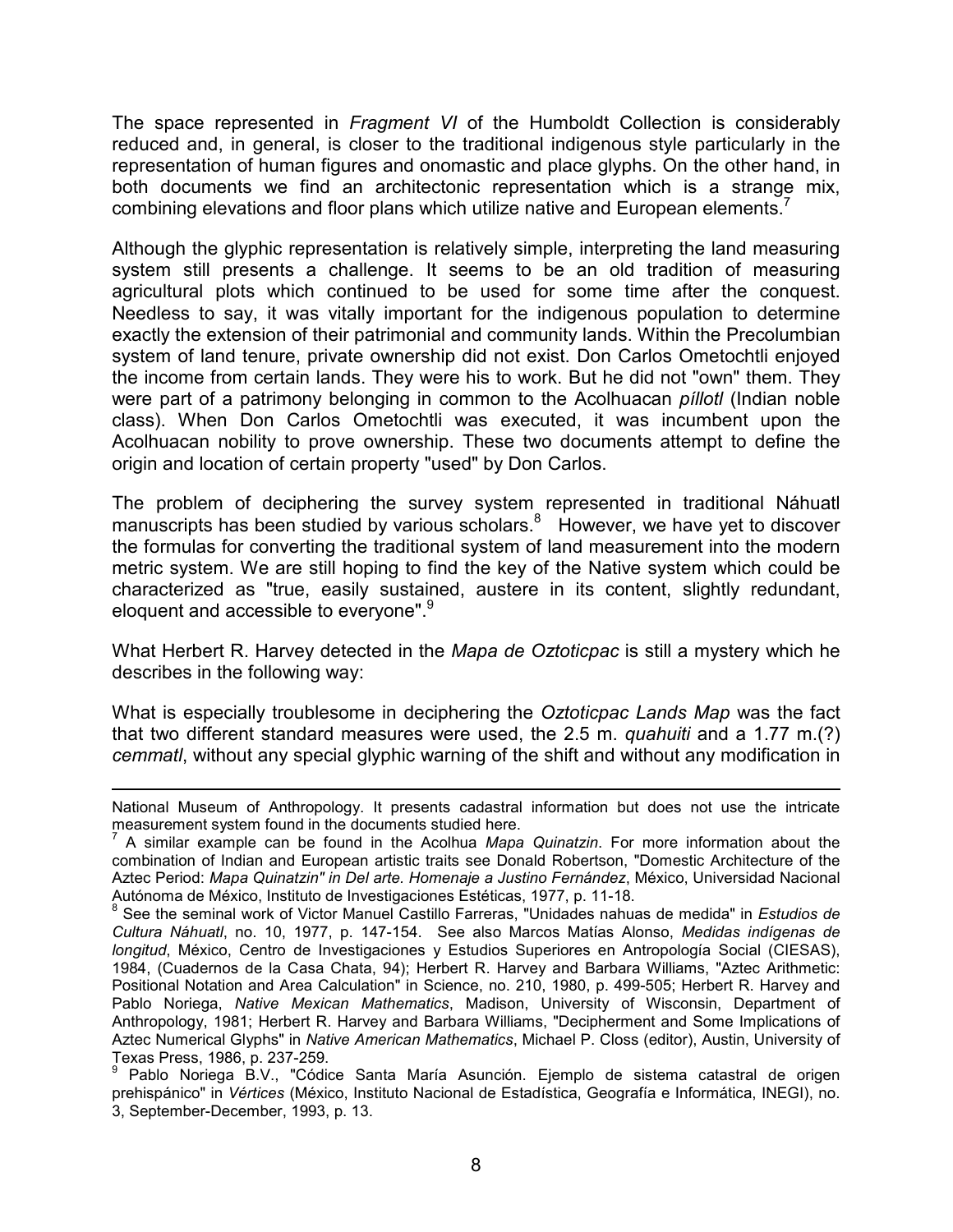The space represented in *Fragment VI* of the Humboldt Collection is considerably reduced and, in general, is closer to the traditional indigenous style particularly in the representation of human figures and onomastic and place glyphs. On the other hand, in both documents we find an architectonic representation which is a strange mix, combining elevations and floor plans which utilize native and European elements.[7]

Although the glyphic representation is relatively simple, interpreting the land measuring system still presents a challenge. It seems to be an old tradition of measuring agricultural plots which continued to be used for some time after the conquest. Needless to say, it was vitally important for the indigenous population to determine exactly the extension of their patrimonial and community lands. Within the Precolumbian system of land tenure, private ownership did not exist. Don Carlos Ometochtli enjoyed the income from certain lands. They were his to work. But he did not "own" them. They were part of a patrimony belonging in common to the Acolhuacan *píllotl* (Indian noble class). When Don Carlos Ometochtli was executed, it was incumbent upon the Acolhuacan nobility to prove ownership. These two documents attempt to define the origin and location of certain property "used" by Don Carlos.

The problem of deciphering the survey system represented in traditional Náhuatl manuscripts has been studied by various scholars.[8] However, we have yet to discover the formulas for converting the traditional system of land measurement into the modern metric system. We are still hoping to find the key of the Native system which could be characterized as "true, easily sustained, austere in its content, slightly redundant, eloquent and accessible to everyone".[9]

What Herbert R. Harvey detected in the *Mapa de Oztoticpac* is still a mystery which he describes in the following way:

What is especially troublesome in deciphering the *Oztoticpac Lands Map* was the fact that two different standard measures were used, the 2.5 m. *quahuiti* and a 1.77 m.(?) *cemmatl*, without any special glyphic warning of the shift and without any modification in

---

National Museum of Anthropology. It presents cadastral information but does not use the intricate measurement system found in the documents studied here.

[7] A similar example can be found in the Acolhua *Mapa Quinatzin*. For more information about the combination of Indian and European artistic traits see Donald Robertson, "Domestic Architecture of the Aztec Period: *Mapa Quinatzin" in Del arte. Homenaje a Justino Fernández*, México, Universidad Nacional Autónoma de México, Instituto de Investigaciones Estéticas, 1977, p. 11-18.

[8] See the seminal work of Victor Manuel Castillo Farreras, "Unidades nahuas de medida" in *Estudios de Cultura Náhuatl*, no. 10, 1977, p. 147-154. See also Marcos Matías Alonso, *Medidas indígenas de longitud*, México, Centro de Investigaciones y Estudios Superiores en Antropología Social (CIESAS), 1984, (Cuadernos de la Casa Chata, 94); Herbert R. Harvey and Barbara Williams, "Aztec Arithmetic: Positional Notation and Area Calculation" in Science, no. 210, 1980, p. 499-505; Herbert R. Harvey and Pablo Noriega, *Native Mexican Mathematics*, Madison, University of Wisconsin, Department of Anthropology, 1981; Herbert R. Harvey and Barbara Williams, "Decipherment and Some Implications of Aztec Numerical Glyphs" in *Native American Mathematics*, Michael P. Closs (editor), Austin, University of Texas Press, 1986, p. 237-259.

[9] Pablo Noriega B.V., "Códice Santa María Asunción. Ejemplo de sistema catastral de origen prehispánico" in *Vértices* (México, Instituto Nacional de Estadística, Geografía e Informática, INEGI), no. 3, September-December, 1993, p. 13.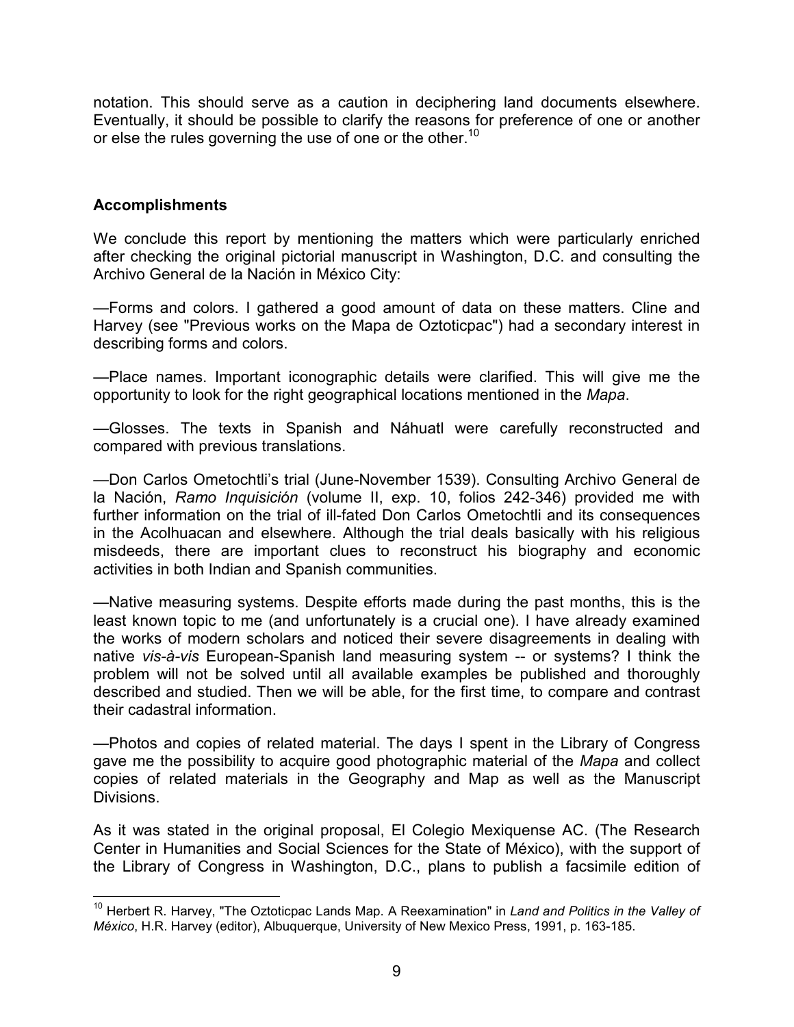notation. This should serve as a caution in deciphering land documents elsewhere. Eventually, it should be possible to clarify the reasons for preference of one or another or else the rules governing the use of one or the other.[10]

## Accomplishments

We conclude this report by mentioning the matters which were particularly enriched after checking the original pictorial manuscript in Washington, D.C. and consulting the Archivo General de la Nación in México City:

—Forms and colors. I gathered a good amount of data on these matters. Cline and Harvey (see "Previous works on the Mapa de Oztoticpac") had a secondary interest in describing forms and colors.

—Place names. Important iconographic details were clarified. This will give me the opportunity to look for the right geographical locations mentioned in the *Mapa*.

—Glosses. The texts in Spanish and Náhuatl were carefully reconstructed and compared with previous translations.

—Don Carlos Ometochtli's trial (June-November 1539). Consulting Archivo General de la Nación, *Ramo Inquisición* (volume II, exp. 10, folios 242-346) provided me with further information on the trial of ill-fated Don Carlos Ometochtli and its consequences in the Acolhuacan and elsewhere. Although the trial deals basically with his religious misdeeds, there are important clues to reconstruct his biography and economic activities in both Indian and Spanish communities.

—Native measuring systems. Despite efforts made during the past months, this is the least known topic to me (and unfortunately is a crucial one). I have already examined the works of modern scholars and noticed their severe disagreements in dealing with native *vis-à-vis* European-Spanish land measuring system -- or systems? I think the problem will not be solved until all available examples be published and thoroughly described and studied. Then we will be able, for the first time, to compare and contrast their cadastral information.

—Photos and copies of related material. The days I spent in the Library of Congress gave me the possibility to acquire good photographic material of the *Mapa* and collect copies of related materials in the Geography and Map as well as the Manuscript Divisions.

As it was stated in the original proposal, El Colegio Mexiquense AC. (The Research Center in Humanities and Social Sciences for the State of México), with the support of the Library of Congress in Washington, D.C., plans to publish a facsimile edition of

---

[10] Herbert R. Harvey, "The Oztoticpac Lands Map. A Reexamination" in *Land and Politics in the Valley of México*, H.R. Harvey (editor), Albuquerque, University of New Mexico Press, 1991, p. 163-185.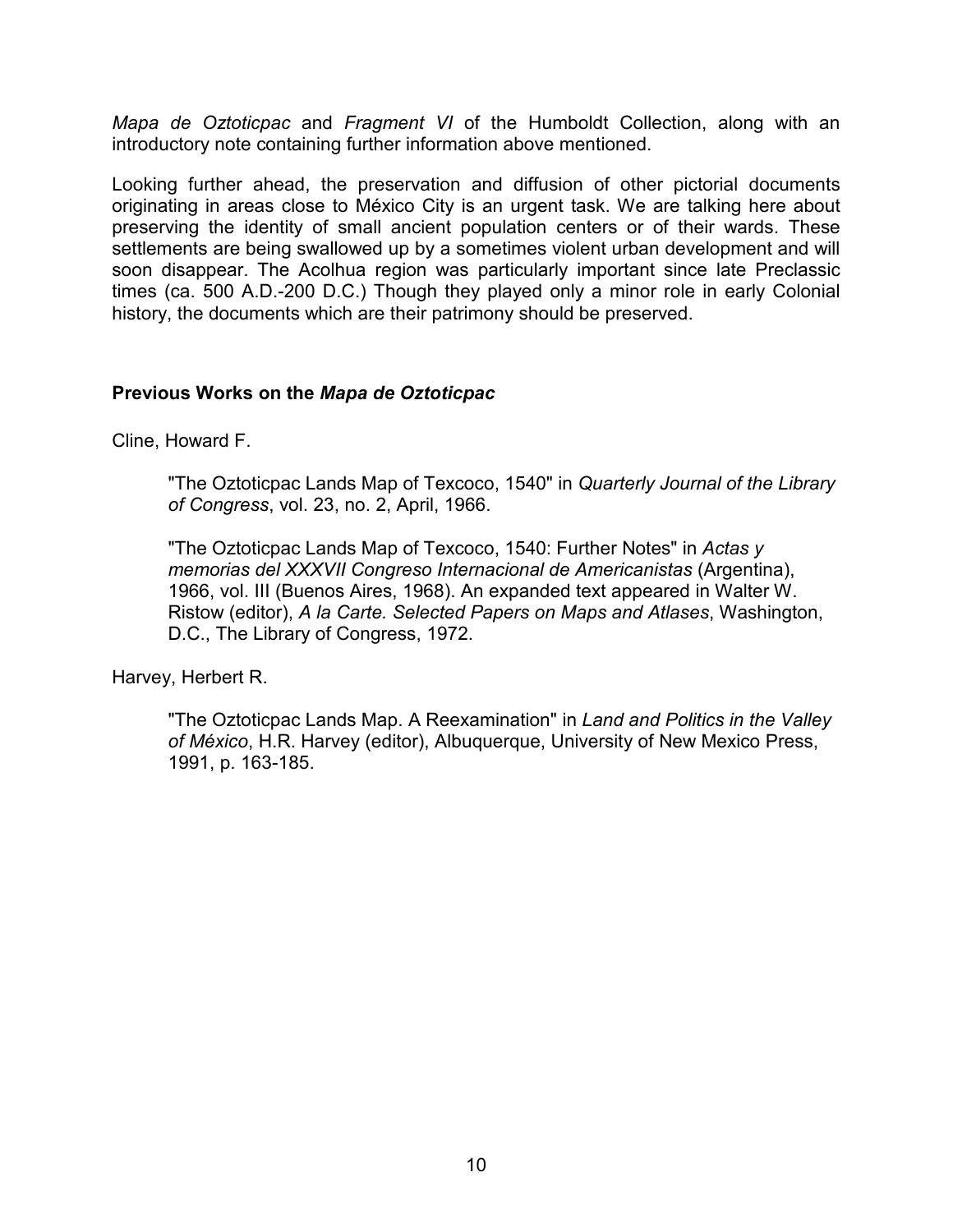*Mapa de Oztoticpac* and *Fragment VI* of the Humboldt Collection, along with an introductory note containing further information above mentioned.

Looking further ahead, the preservation and diffusion of other pictorial documents originating in areas close to México City is an urgent task. We are talking here about preserving the identity of small ancient population centers or of their wards. These settlements are being swallowed up by a sometimes violent urban development and will soon disappear. The Acolhua region was particularly important since late Preclassic times (ca. 500 A.D.-200 D.C.) Though they played only a minor role in early Colonial history, the documents which are their patrimony should be preserved.

### Previous Works on the *Mapa de Oztoticpac*

Cline, Howard F.

> "The Oztoticpac Lands Map of Texcoco, 1540" in *Quarterly Journal of the Library of Congress*, vol. 23, no. 2, April, 1966.
>
> "The Oztoticpac Lands Map of Texcoco, 1540: Further Notes" in *Actas y memorias del XXXVII Congreso Internacional de Americanistas* (Argentina), 1966, vol. III (Buenos Aires, 1968). An expanded text appeared in Walter W. Ristow (editor), *A la Carte. Selected Papers on Maps and Atlases*, Washington, D.C., The Library of Congress, 1972.

Harvey, Herbert R.

> "The Oztoticpac Lands Map. A Reexamination" in *Land and Politics in the Valley of México*, H.R. Harvey (editor), Albuquerque, University of New Mexico Press, 1991, p. 163-185.